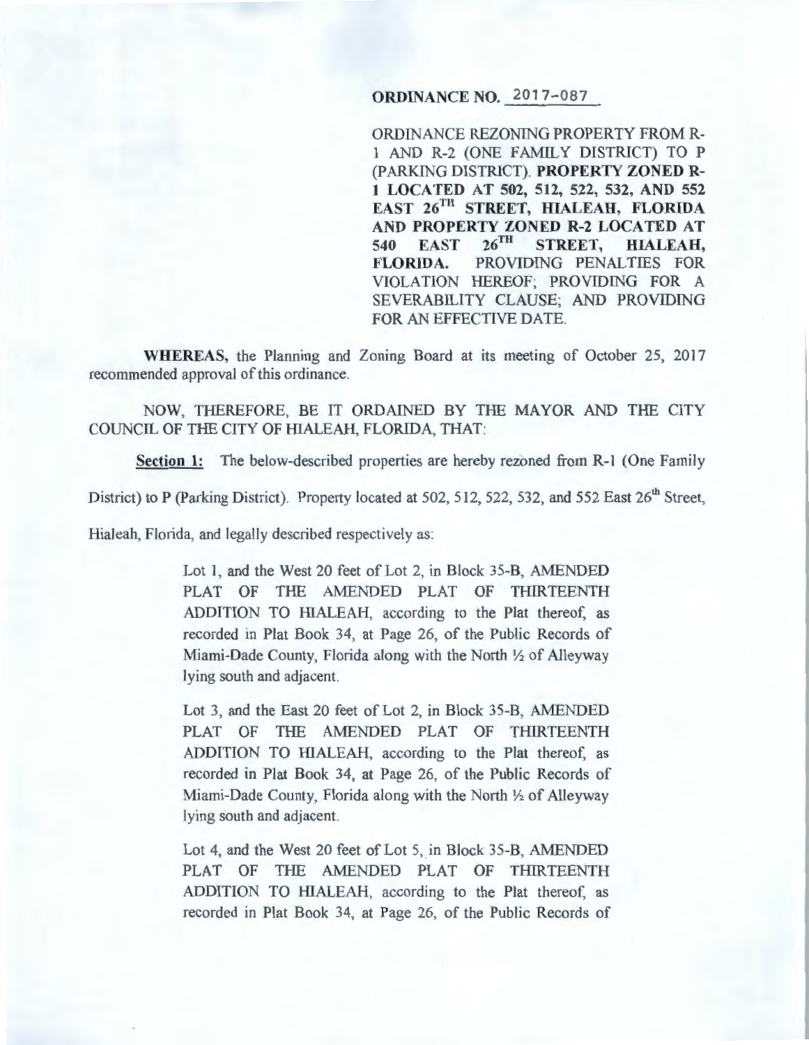# ORDINANCE NO. 2017-087

ORDINANCE REZONING PROPERTY FROM R-1 AND R-2 (ONE FAMILY DISTRICT) TO P (PARKING DISTRICT). **PROPERTY ZONED R-1 LOCATED AT 502, 512, 522, 532, AND 552 EAST 26TH STREET, HIALEAH, FLORIDA AND PROPERTY ZONED R-2 LOCATED AT 540 EAST 26TH STREET, HIALEAH, FLORIDA.** PROVIDING PENALTIES FOR VIOLATION HEREOF; PROVIDING FOR A SEVERABILITY CLAUSE; AND PROVIDING FOR AN EFFECTIVE DATE.

**WHEREAS,** the Planning and Zoning Board at its meeting of October 25, 2017 recommended approval of this ordinance.

NOW, THEREFORE, BE IT ORDAINED BY THE MAYOR AND THE CITY COUNCIL OF THE CITY OF HIALEAH, FLORIDA, THAT:

**Section 1:** The below-described properties are hereby rezoned from R-1 (One Family District) to P (Parking District). Property located at 502, 512, 522, 532, and 552 East 26th Street, Hialeah, Florida, and legally described respectively as:

> Lot 1, and the West 20 feet of Lot 2, in Block 35-B, AMENDED PLAT OF THE AMENDED PLAT OF THIRTEENTH ADDITION TO HIALEAH, according to the Plat thereof, as recorded in Plat Book 34, at Page 26, of the Public Records of Miami-Dade County, Florida along with the North ½ of Alleyway lying south and adjacent.
>
> Lot 3, and the East 20 feet of Lot 2, in Block 35-B, AMENDED PLAT OF THE AMENDED PLAT OF THIRTEENTH ADDITION TO HIALEAH, according to the Plat thereof, as recorded in Plat Book 34, at Page 26, of the Public Records of Miami-Dade County, Florida along with the North ½ of Alleyway lying south and adjacent.
>
> Lot 4, and the West 20 feet of Lot 5, in Block 35-B, AMENDED PLAT OF THE AMENDED PLAT OF THIRTEENTH ADDITION TO HIALEAH, according to the Plat thereof, as recorded in Plat Book 34, at Page 26, of the Public Records of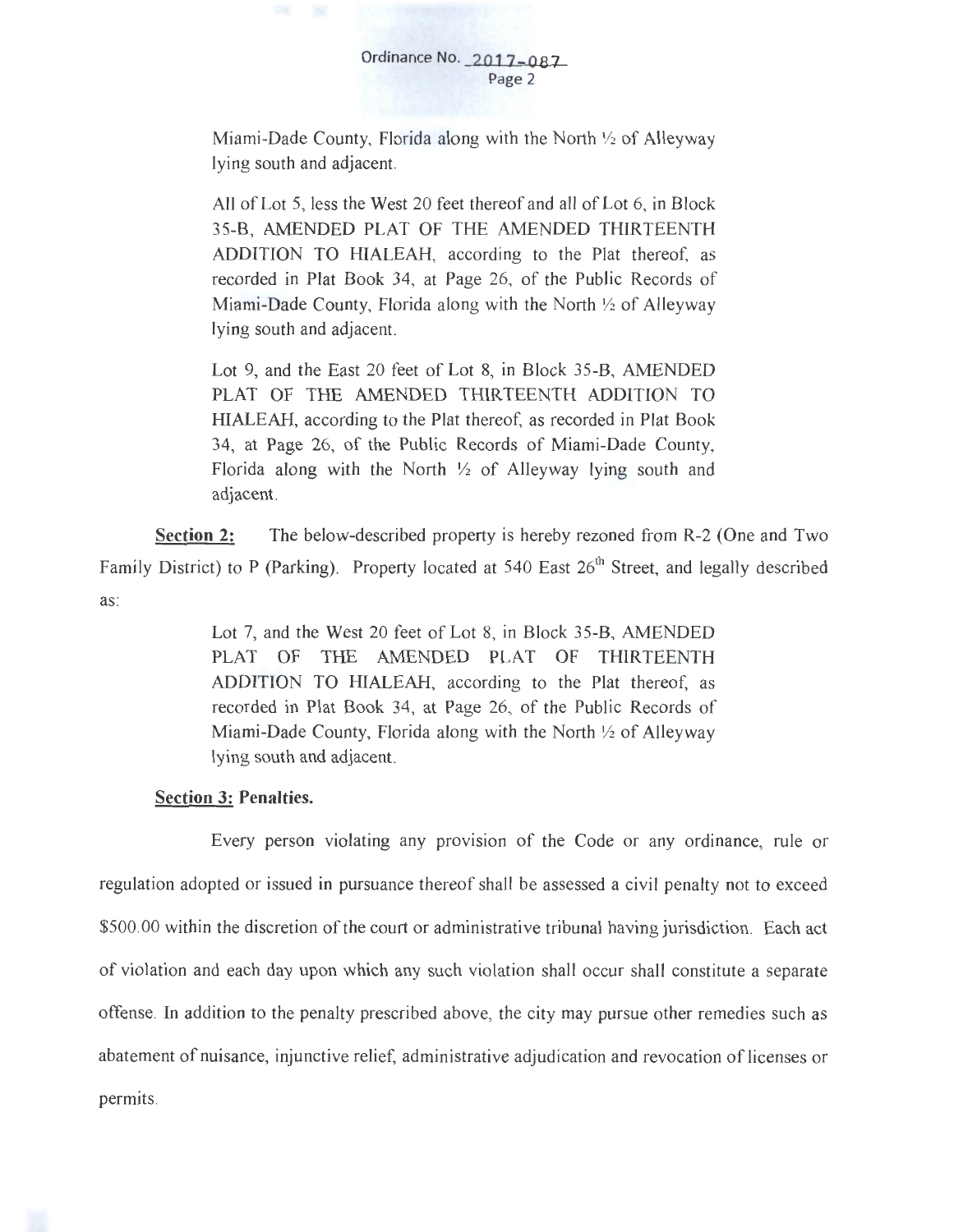Miami-Dade County, Florida along with the North ½ of Alleyway lying south and adjacent.

All of Lot 5, less the West 20 feet thereof and all of Lot 6, in Block 35-B, AMENDED PLAT OF THE AMENDED THIRTEENTH ADDITION TO HIALEAH, according to the Plat thereof, as recorded in Plat Book 34, at Page 26, of the Public Records of Miami-Dade County, Florida along with the North ½ of Alleyway lying south and adjacent.

Lot 9, and the East 20 feet of Lot 8, in Block 35-B, AMENDED PLAT OF THE AMENDED THIRTEENTH ADDITION TO HIALEAH, according to the Plat thereof, as recorded in Plat Book 34, at Page 26, of the Public Records of Miami-Dade County, Florida along with the North ½ of Alleyway lying south and adjacent.

**Section 2:** The below-described property is hereby rezoned from R-2 (One and Two Family District) to P (Parking). Property located at 540 East 26th Street, and legally described as:

Lot 7, and the West 20 feet of Lot 8, in Block 35-B, AMENDED PLAT OF THE AMENDED PLAT OF THIRTEENTH ADDITION TO HIALEAH, according to the Plat thereof, as recorded in Plat Book 34, at Page 26, of the Public Records of Miami-Dade County, Florida along with the North ½ of Alleyway lying south and adjacent.

**Section 3: Penalties.**

Every person violating any provision of the Code or any ordinance, rule or regulation adopted or issued in pursuance thereof shall be assessed a civil penalty not to exceed $500.00 within the discretion of the court or administrative tribunal having jurisdiction. Each act of violation and each day upon which any such violation shall occur shall constitute a separate offense. In addition to the penalty prescribed above, the city may pursue other remedies such as abatement of nuisance, injunctive relief, administrative adjudication and revocation of licenses or permits.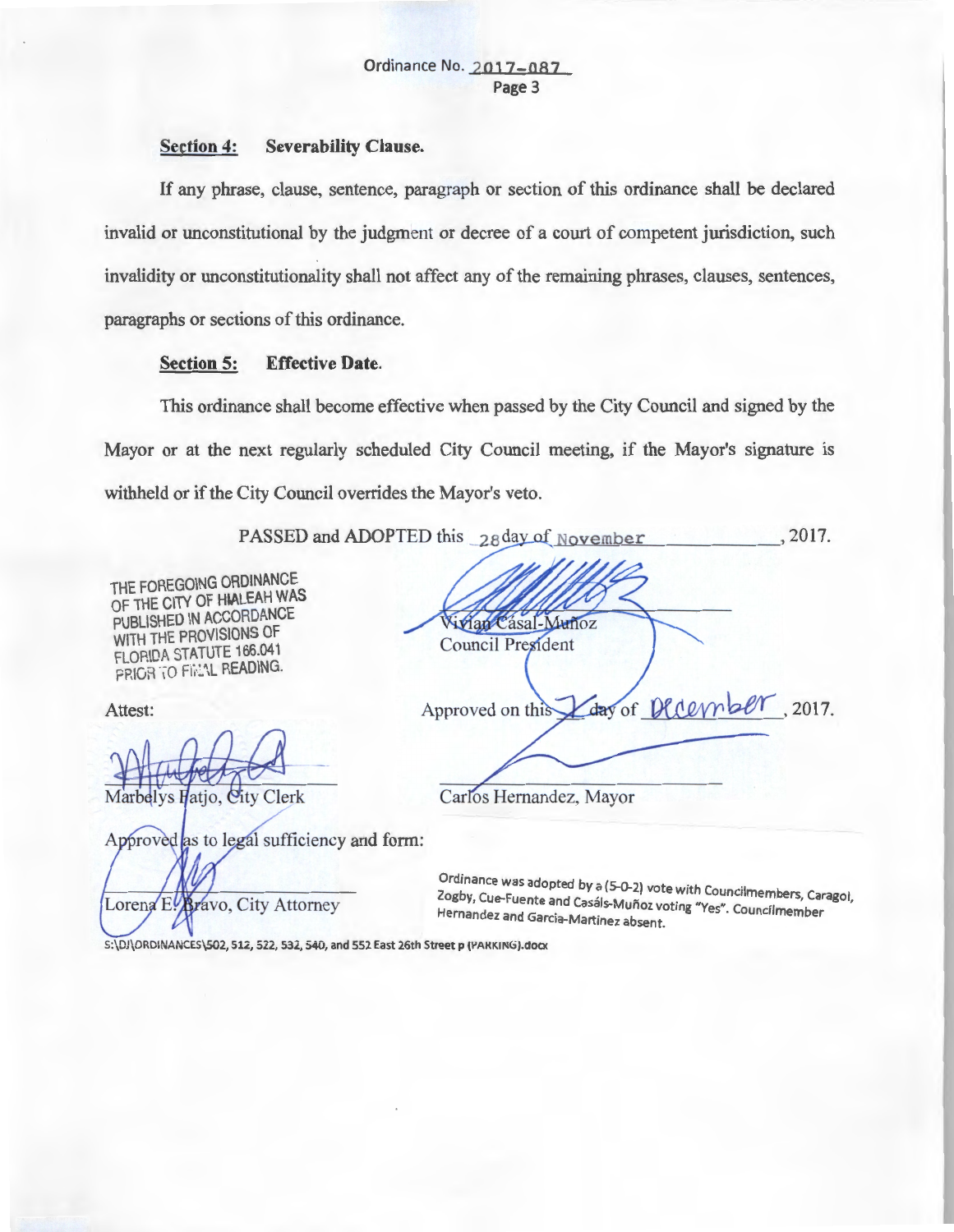Ordinance No. 2017-087

**Section 4: Severability Clause.**

If any phrase, clause, sentence, paragraph or section of this ordinance shall be declared invalid or unconstitutional by the judgment or decree of a court of competent jurisdiction, such invalidity or unconstitutionality shall not affect any of the remaining phrases, clauses, sentences, paragraphs or sections of this ordinance.

**Section 5: Effective Date.**

This ordinance shall become effective when passed by the City Council and signed by the Mayor or at the next regularly scheduled City Council meeting, if the Mayor's signature is withheld or if the City Council overrides the Mayor's veto.

PASSED and ADOPTED this 28 day of November, 2017.

THE FOREGOING ORDINANCE OF THE CITY OF HIALEAH WAS PUBLISHED IN ACCORDANCE WITH THE PROVISIONS OF FLORIDA STATUTE 166.041 PRIOR TO FINAL READING.

Vivian Casal-Muñoz
Council President

Attest:

Approved on this 7 day of December, 2017.

Marbelys Fatjo, City Clerk

Carlos Hernandez, Mayor

Approved as to legal sufficiency and form:

Lorena E. Bravo, City Attorney

Ordinance was adopted by a (5-0-2) vote with Councilmembers, Caragol, Zogby, Cue-Fuente and Casáls-Muñoz voting "Yes". Councilmember Hernandez and Garcia-Martinez absent.

S:\DJ\ORDINANCES\502, 512, 522, 532, 540, and 552 East 26th Street p (PARKING).docx